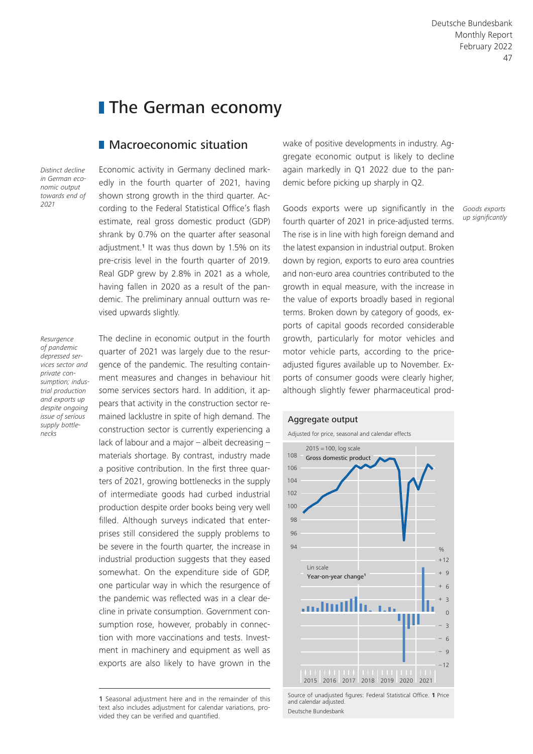# The German economy

## Macroeconomic situation

*Distinct decline in German economic output towards end of 2021*

Economic activity in Germany declined markedly in the fourth quarter of 2021, having shown strong growth in the third quarter. According to the Federal Statistical Office's flash estimate, real gross domestic product (GDP) shrank by 0.7% on the quarter after seasonal adjustment.[1] It was thus down by 1.5% on its pre-crisis level in the fourth quarter of 2019. Real GDP grew by 2.8% in 2021 as a whole, having fallen in 2020 as a result of the pandemic. The preliminary annual outturn was revised upwards slightly.

*Resurgence of pandemic depressed services sector and private consumption; industrial production and exports up despite ongoing issue of serious supply bottlenecks*

The decline in economic output in the fourth quarter of 2021 was largely due to the resurgence of the pandemic. The resulting containment measures and changes in behaviour hit some services sectors hard. In addition, it appears that activity in the construction sector remained lacklustre in spite of high demand. The construction sector is currently experiencing a lack of labour and a major – albeit decreasing – materials shortage. By contrast, industry made a positive contribution. In the first three quarters of 2021, growing bottlenecks in the supply of intermediate goods had curbed industrial production despite order books being very well filled. Although surveys indicated that enterprises still considered the supply problems to be severe in the fourth quarter, the increase in industrial production suggests that they eased somewhat. On the expenditure side of GDP, one particular way in which the resurgence of the pandemic was reflected was in a clear decline in private consumption. Government consumption rose, however, probably in connection with more vaccinations and tests. Investment in machinery and equipment as well as exports are also likely to have grown in the wake of positive developments in industry. Aggregate economic output is likely to decline again markedly in Q1 2022 due to the pandemic before picking up sharply in Q2.

*Goods exports up significantly*

Goods exports were up significantly in the fourth quarter of 2021 in price-adjusted terms. The rise is in line with high foreign demand and the latest expansion in industrial output. Broken down by region, exports to euro area countries and non-euro area countries contributed to the growth in equal measure, with the increase in the value of exports broadly based in regional terms. Broken down by category of goods, exports of capital goods recorded considerable growth, particularly for motor vehicles and motor vehicle parts, according to the price-adjusted figures available up to November. Exports of consumer goods were clearly higher, although slightly fewer pharmaceutical prod-

**Aggregate output**

Adjusted for price, seasonal and calendar effects

2015 = 100, log scale — Gross domestic product

Lin scale — Year-on-year change[1]

Source of unadjusted figures: Federal Statistical Office. 1 Price and calendar adjusted.

Deutsche Bundesbank

1 Seasonal adjustment here and in the remainder of this text also includes adjustment for calendar variations, provided they can be verified and quantified.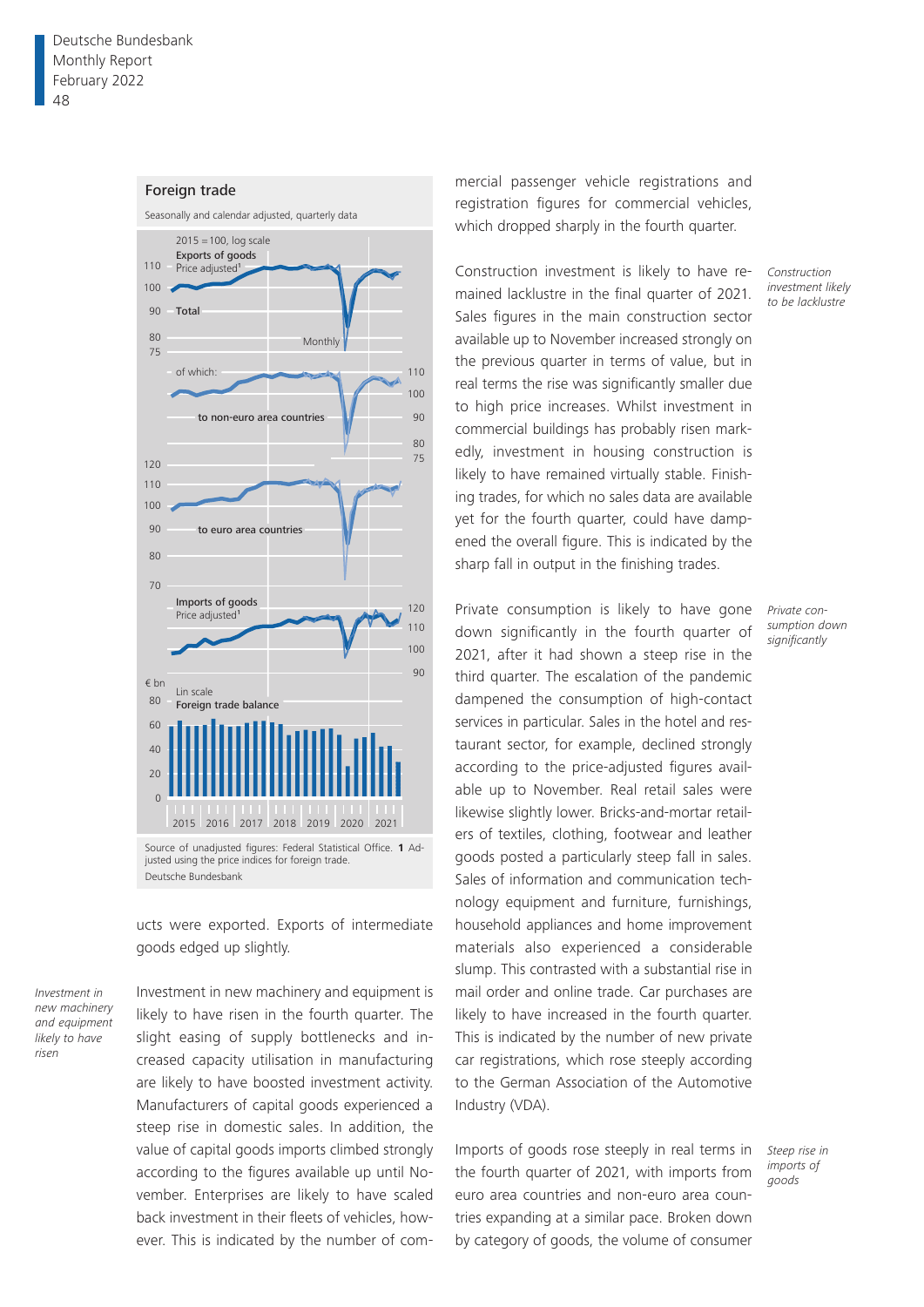**Foreign trade**

Seasonally and calendar adjusted, quarterly data

Source of unadjusted figures: Federal Statistical Office. **1** Adjusted using the price indices for foreign trade.
Deutsche Bundesbank

ucts were exported. Exports of intermediate goods edged up slightly.

*Investment in new machinery and equipment likely to have risen*

Investment in new machinery and equipment is likely to have risen in the fourth quarter. The slight easing of supply bottlenecks and increased capacity utilisation in manufacturing are likely to have boosted investment activity. Manufacturers of capital goods experienced a steep rise in domestic sales. In addition, the value of capital goods imports climbed strongly according to the figures available up until November. Enterprises are likely to have scaled back investment in their fleets of vehicles, however. This is indicated by the number of commercial passenger vehicle registrations and registration figures for commercial vehicles, which dropped sharply in the fourth quarter.

*Construction investment likely to be lacklustre*

Construction investment is likely to have remained lacklustre in the final quarter of 2021. Sales figures in the main construction sector available up to November increased strongly on the previous quarter in terms of value, but in real terms the rise was significantly smaller due to high price increases. Whilst investment in commercial buildings has probably risen markedly, investment in housing construction is likely to have remained virtually stable. Finishing trades, for which no sales data are available yet for the fourth quarter, could have dampened the overall figure. This is indicated by the sharp fall in output in the finishing trades.

*Private consumption down significantly*

Private consumption is likely to have gone down significantly in the fourth quarter of 2021, after it had shown a steep rise in the third quarter. The escalation of the pandemic dampened the consumption of high-contact services in particular. Sales in the hotel and restaurant sector, for example, declined strongly according to the price-adjusted figures available up to November. Real retail sales were likewise slightly lower. Bricks-and-mortar retailers of textiles, clothing, footwear and leather goods posted a particularly steep fall in sales. Sales of information and communication technology equipment and furniture, furnishings, household appliances and home improvement materials also experienced a considerable slump. This contrasted with a substantial rise in mail order and online trade. Car purchases are likely to have increased in the fourth quarter. This is indicated by the number of new private car registrations, which rose steeply according to the German Association of the Automotive Industry (VDA).

*Steep rise in imports of goods*

Imports of goods rose steeply in real terms in the fourth quarter of 2021, with imports from euro area countries and non-euro area countries expanding at a similar pace. Broken down by category of goods, the volume of consumer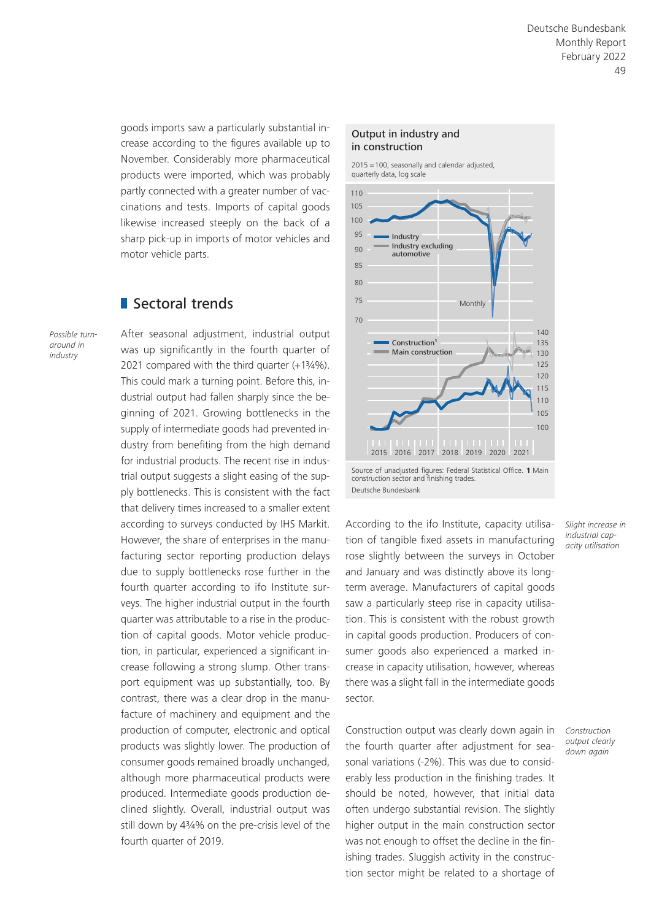goods imports saw a particularly substantial increase according to the figures available up to November. Considerably more pharmaceutical products were imported, which was probably partly connected with a greater number of vaccinations and tests. Imports of capital goods likewise increased steeply on the back of a sharp pick-up in imports of motor vehicles and motor vehicle parts.

## Sectoral trends

*Possible turnaround in industry*

After seasonal adjustment, industrial output was up significantly in the fourth quarter of 2021 compared with the third quarter (+1¾%). This could mark a turning point. Before this, industrial output had fallen sharply since the beginning of 2021. Growing bottlenecks in the supply of intermediate goods had prevented industry from benefiting from the high demand for industrial products. The recent rise in industrial output suggests a slight easing of the supply bottlenecks. This is consistent with the fact that delivery times increased to a smaller extent according to surveys conducted by IHS Markit. However, the share of enterprises in the manufacturing sector reporting production delays due to supply bottlenecks rose further in the fourth quarter according to ifo Institute surveys. The higher industrial output in the fourth quarter was attributable to a rise in the production of capital goods. Motor vehicle production, in particular, experienced a significant increase following a strong slump. Other transport equipment was up substantially, too. By contrast, there was a clear drop in the manufacture of machinery and equipment and the production of computer, electronic and optical products was slightly lower. The production of consumer goods remained broadly unchanged, although more pharmaceutical products were produced. Intermediate goods production declined slightly. Overall, industrial output was still down by 4¾% on the pre-crisis level of the fourth quarter of 2019.

**Output in industry and in construction**

2015 = 100, seasonally and calendar adjusted, quarterly data, log scale

Source of unadjusted figures: Federal Statistical Office. 1 Main construction sector and finishing trades.

Deutsche Bundesbank

*Slight increase in industrial capacity utilisation*

According to the ifo Institute, capacity utilisation of tangible fixed assets in manufacturing rose slightly between the surveys in October and January and was distinctly above its long-term average. Manufacturers of capital goods saw a particularly steep rise in capacity utilisation. This is consistent with the robust growth in capital goods production. Producers of consumer goods also experienced a marked increase in capacity utilisation, however, whereas there was a slight fall in the intermediate goods sector.

*Construction output clearly down again*

Construction output was clearly down again in the fourth quarter after adjustment for seasonal variations (-2%). This was due to considerably less production in the finishing trades. It should be noted, however, that initial data often undergo substantial revision. The slightly higher output in the main construction sector was not enough to offset the decline in the finishing trades. Sluggish activity in the construction sector might be related to a shortage of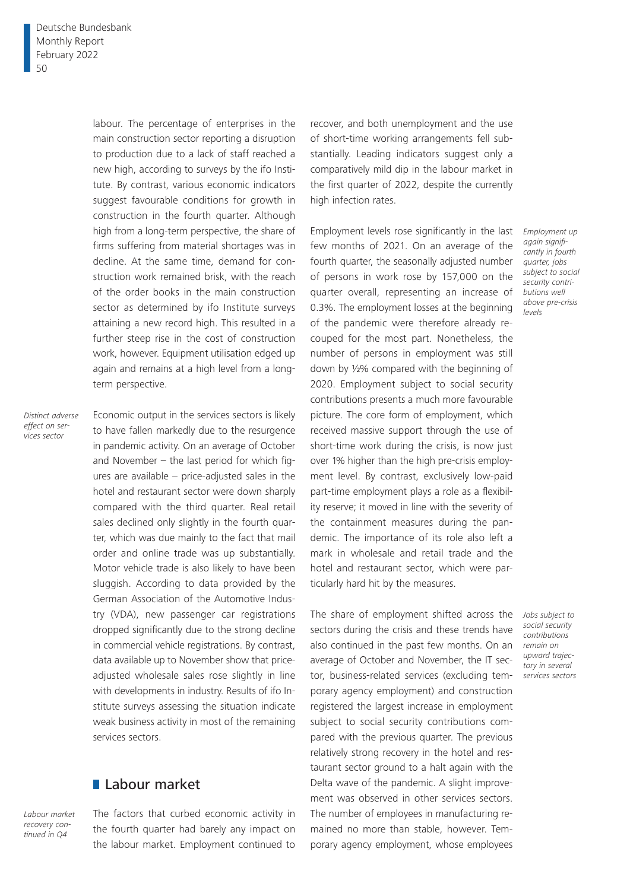labour. The percentage of enterprises in the main construction sector reporting a disruption to production due to a lack of staff reached a new high, according to surveys by the ifo Institute. By contrast, various economic indicators suggest favourable conditions for growth in construction in the fourth quarter. Although high from a long-term perspective, the share of firms suffering from material shortages was in decline. At the same time, demand for construction work remained brisk, with the reach of the order books in the main construction sector as determined by ifo Institute surveys attaining a new record high. This resulted in a further steep rise in the cost of construction work, however. Equipment utilisation edged up again and remains at a high level from a long-term perspective.

*Distinct adverse effect on services sector*

Economic output in the services sectors is likely to have fallen markedly due to the resurgence in pandemic activity. On an average of October and November – the last period for which figures are available – price-adjusted sales in the hotel and restaurant sector were down sharply compared with the third quarter. Real retail sales declined only slightly in the fourth quarter, which was due mainly to the fact that mail order and online trade was up substantially. Motor vehicle trade is also likely to have been sluggish. According to data provided by the German Association of the Automotive Industry (VDA), new passenger car registrations dropped significantly due to the strong decline in commercial vehicle registrations. By contrast, data available up to November show that price-adjusted wholesale sales rose slightly in line with developments in industry. Results of ifo Institute surveys assessing the situation indicate weak business activity in most of the remaining services sectors.

## Labour market

*Labour market recovery continued in Q4*

The factors that curbed economic activity in the fourth quarter had barely any impact on the labour market. Employment continued to recover, and both unemployment and the use of short-time working arrangements fell substantially. Leading indicators suggest only a comparatively mild dip in the labour market in the first quarter of 2022, despite the currently high infection rates.

*Employment up again significantly in fourth quarter, jobs subject to social security contributions well above pre-crisis levels*

Employment levels rose significantly in the last few months of 2021. On an average of the fourth quarter, the seasonally adjusted number of persons in work rose by 157,000 on the quarter overall, representing an increase of 0.3%. The employment losses at the beginning of the pandemic were therefore already recouped for the most part. Nonetheless, the number of persons in employment was still down by ½% compared with the beginning of 2020. Employment subject to social security contributions presents a much more favourable picture. The core form of employment, which received massive support through the use of short-time work during the crisis, is now just over 1% higher than the high pre-crisis employment level. By contrast, exclusively low-paid part-time employment plays a role as a flexibility reserve; it moved in line with the severity of the containment measures during the pandemic. The importance of its role also left a mark in wholesale and retail trade and the hotel and restaurant sector, which were particularly hard hit by the measures.

*Jobs subject to social security contributions remain on upward trajectory in several services sectors*

The share of employment shifted across the sectors during the crisis and these trends have also continued in the past few months. On an average of October and November, the IT sector, business-related services (excluding temporary agency employment) and construction registered the largest increase in employment subject to social security contributions compared with the previous quarter. The previous relatively strong recovery in the hotel and restaurant sector ground to a halt again with the Delta wave of the pandemic. A slight improvement was observed in other services sectors. The number of employees in manufacturing remained no more than stable, however. Temporary agency employment, whose employees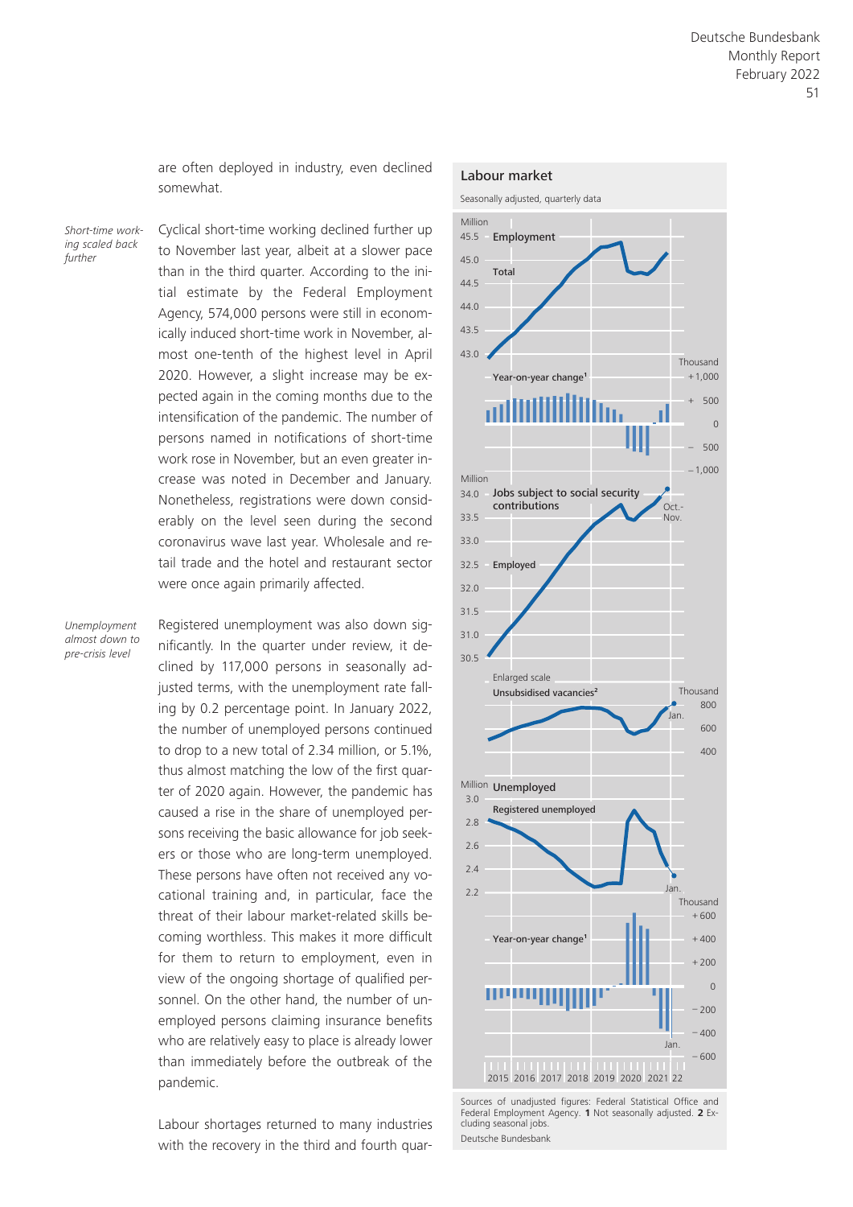are often deployed in industry, even declined somewhat.

*Short-time working scaled back further*

Cyclical short-time working declined further up to November last year, albeit at a slower pace than in the third quarter. According to the initial estimate by the Federal Employment Agency, 574,000 persons were still in economically induced short-time work in November, almost one-tenth of the highest level in April 2020. However, a slight increase may be expected again in the coming months due to the intensification of the pandemic. The number of persons named in notifications of short-time work rose in November, but an even greater increase was noted in December and January. Nonetheless, registrations were down considerably on the level seen during the second coronavirus wave last year. Wholesale and retail trade and the hotel and restaurant sector were once again primarily affected.

*Unemployment almost down to pre-crisis level*

Registered unemployment was also down significantly. In the quarter under review, it declined by 117,000 persons in seasonally adjusted terms, with the unemployment rate falling by 0.2 percentage point. In January 2022, the number of unemployed persons continued to drop to a new total of 2.34 million, or 5.1%, thus almost matching the low of the first quarter of 2020 again. However, the pandemic has caused a rise in the share of unemployed persons receiving the basic allowance for job seekers or those who are long-term unemployed. These persons have often not received any vocational training and, in particular, face the threat of their labour market-related skills becoming worthless. This makes it more difficult for them to return to employment, even in view of the ongoing shortage of qualified personnel. On the other hand, the number of unemployed persons claiming insurance benefits who are relatively easy to place is already lower than immediately before the outbreak of the pandemic.

Labour shortages returned to many industries with the recovery in the third and fourth quar-

**Labour market**

Seasonally adjusted, quarterly data

Sources of unadjusted figures: Federal Statistical Office and Federal Employment Agency. **1** Not seasonally adjusted. **2** Excluding seasonal jobs.

Deutsche Bundesbank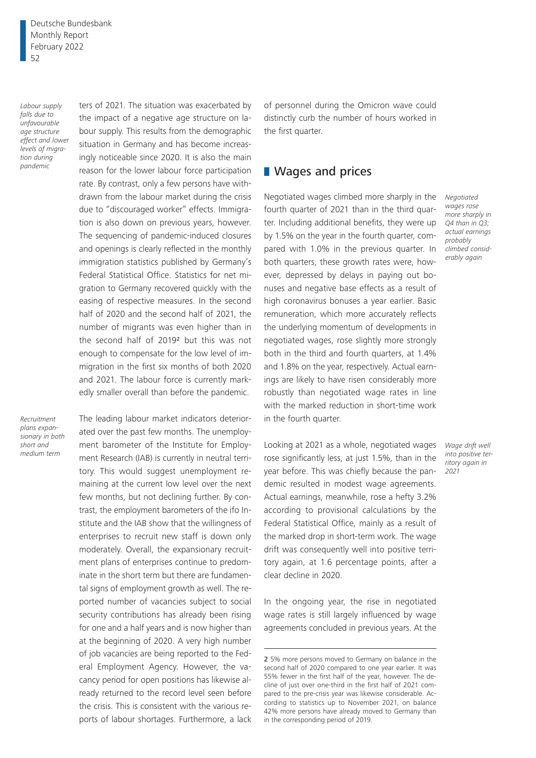*Labour supply falls due to unfavourable age structure effect and lower levels of migration during pandemic*

ters of 2021. The situation was exacerbated by the impact of a negative age structure on labour supply. This results from the demographic situation in Germany and has become increasingly noticeable since 2020. It is also the main reason for the lower labour force participation rate. By contrast, only a few persons have withdrawn from the labour market during the crisis due to "discouraged worker" effects. Immigration is also down on previous years, however. The sequencing of pandemic-induced closures and openings is clearly reflected in the monthly immigration statistics published by Germany's Federal Statistical Office. Statistics for net migration to Germany recovered quickly with the easing of respective measures. In the second half of 2020 and the second half of 2021, the number of migrants was even higher than in the second half of 2019[2] but this was not enough to compensate for the low level of immigration in the first six months of both 2020 and 2021. The labour force is currently markedly smaller overall than before the pandemic.

*Recruitment plans expansionary in both short and medium term*

The leading labour market indicators deteriorated over the past few months. The unemployment barometer of the Institute for Employment Research (IAB) is currently in neutral territory. This would suggest unemployment remaining at the current low level over the next few months, but not declining further. By contrast, the employment barometers of the ifo Institute and the IAB show that the willingness of enterprises to recruit new staff is down only moderately. Overall, the expansionary recruitment plans of enterprises continue to predominate in the short term but there are fundamental signs of employment growth as well. The reported number of vacancies subject to social security contributions has already been rising for one and a half years and is now higher than at the beginning of 2020. A very high number of job vacancies are being reported to the Federal Employment Agency. However, the vacancy period for open positions has likewise already returned to the record level seen before the crisis. This is consistent with the various reports of labour shortages. Furthermore, a lack of personnel during the Omicron wave could distinctly curb the number of hours worked in the first quarter.

## Wages and prices

*Negotiated wages rose more sharply in Q4 than in Q3; actual earnings probably climbed considerably again*

Negotiated wages climbed more sharply in the fourth quarter of 2021 than in the third quarter. Including additional benefits, they were up by 1.5% on the year in the fourth quarter, compared with 1.0% in the previous quarter. In both quarters, these growth rates were, however, depressed by delays in paying out bonuses and negative base effects as a result of high coronavirus bonuses a year earlier. Basic remuneration, which more accurately reflects the underlying momentum of developments in negotiated wages, rose slightly more strongly both in the third and fourth quarters, at 1.4% and 1.8% on the year, respectively. Actual earnings are likely to have risen considerably more robustly than negotiated wage rates in line with the marked reduction in short-time work in the fourth quarter.

*Wage drift well into positive territory again in 2021*

Looking at 2021 as a whole, negotiated wages rose significantly less, at just 1.5%, than in the year before. This was chiefly because the pandemic resulted in modest wage agreements. Actual earnings, meanwhile, rose a hefty 3.2% according to provisional calculations by the Federal Statistical Office, mainly as a result of the marked drop in short-term work. The wage drift was consequently well into positive territory again, at 1.6 percentage points, after a clear decline in 2020.

In the ongoing year, the rise in negotiated wage rates is still largely influenced by wage agreements concluded in previous years. At the

2 5% more persons moved to Germany on balance in the second half of 2020 compared to one year earlier. It was 55% fewer in the first half of the year, however. The decline of just over one-third in the first half of 2021 compared to the pre-crisis year was likewise considerable. According to statistics up to November 2021, on balance 42% more persons have already moved to Germany than in the corresponding period of 2019.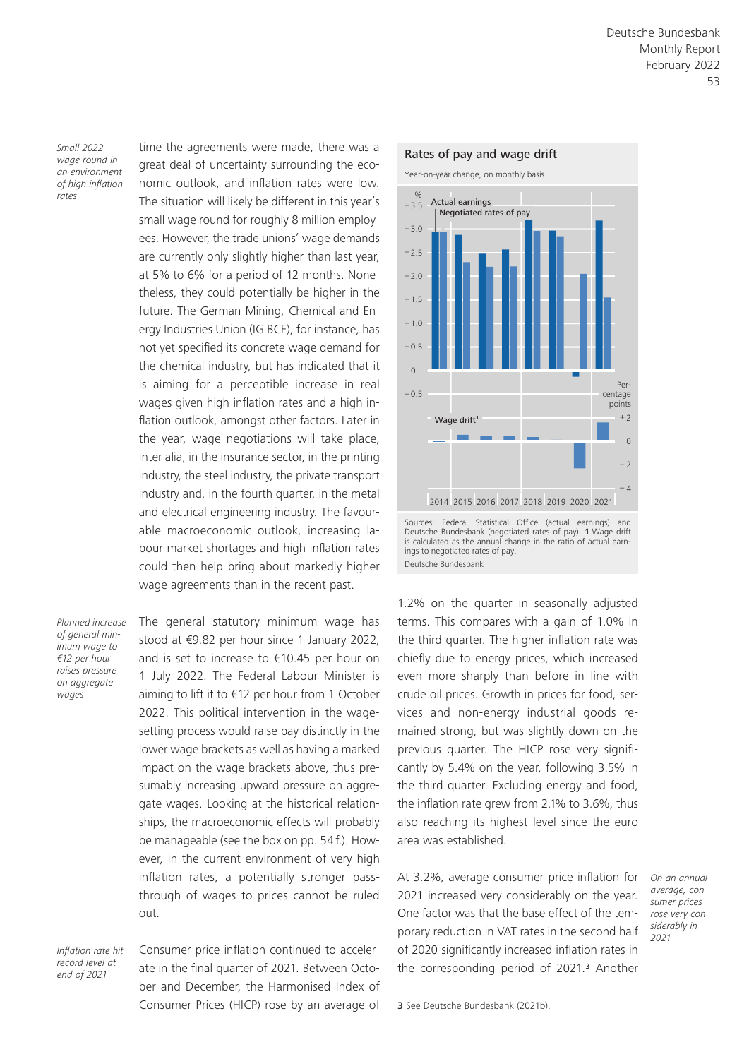*Small 2022 wage round in an environment of high inflation rates*

time the agreements were made, there was a great deal of uncertainty surrounding the economic outlook, and inflation rates were low. The situation will likely be different in this year's small wage round for roughly 8 million employees. However, the trade unions' wage demands are currently only slightly higher than last year, at 5% to 6% for a period of 12 months. Nonetheless, they could potentially be higher in the future. The German Mining, Chemical and Energy Industries Union (IG BCE), for instance, has not yet specified its concrete wage demand for the chemical industry, but has indicated that it is aiming for a perceptible increase in real wages given high inflation rates and a high inflation outlook, amongst other factors. Later in the year, wage negotiations will take place, inter alia, in the insurance sector, in the printing industry, the steel industry, the private transport industry and, in the fourth quarter, in the metal and electrical engineering industry. The favourable macroeconomic outlook, increasing labour market shortages and high inflation rates could then help bring about markedly higher wage agreements than in the recent past.

*Planned increase of general minimum wage to €12 per hour raises pressure on aggregate wages*

The general statutory minimum wage has stood at €9.82 per hour since 1 January 2022, and is set to increase to €10.45 per hour on 1 July 2022. The Federal Labour Minister is aiming to lift it to €12 per hour from 1 October 2022. This political intervention in the wage-setting process would raise pay distinctly in the lower wage brackets as well as having a marked impact on the wage brackets above, thus presumably increasing upward pressure on aggregate wages. Looking at the historical relationships, the macroeconomic effects will probably be manageable (see the box on pp. 54 f.). However, in the current environment of very high inflation rates, a potentially stronger pass-through of wages to prices cannot be ruled out.

*Inflation rate hit record level at end of 2021*

Consumer price inflation continued to accelerate in the final quarter of 2021. Between October and December, the Harmonised Index of Consumer Prices (HICP) rose by an average of

**Rates of pay and wage drift**

Year-on-year change, on monthly basis

Sources: Federal Statistical Office (actual earnings) and Deutsche Bundesbank (negotiated rates of pay). **1** Wage drift is calculated as the annual change in the ratio of actual earnings to negotiated rates of pay.

Deutsche Bundesbank

1.2% on the quarter in seasonally adjusted terms. This compares with a gain of 1.0% in the third quarter. The higher inflation rate was chiefly due to energy prices, which increased even more sharply than before in line with crude oil prices. Growth in prices for food, services and non-energy industrial goods remained strong, but was slightly down on the previous quarter. The HICP rose very significantly by 5.4% on the year, following 3.5% in the third quarter. Excluding energy and food, the inflation rate grew from 2.1% to 3.6%, thus also reaching its highest level since the euro area was established.

*On an annual average, consumer prices rose very considerably in 2021*

At 3.2%, average consumer price inflation for 2021 increased very considerably on the year. One factor was that the base effect of the temporary reduction in VAT rates in the second half of 2020 significantly increased inflation rates in the corresponding period of 2021.[3] Another

[3] See Deutsche Bundesbank (2021b).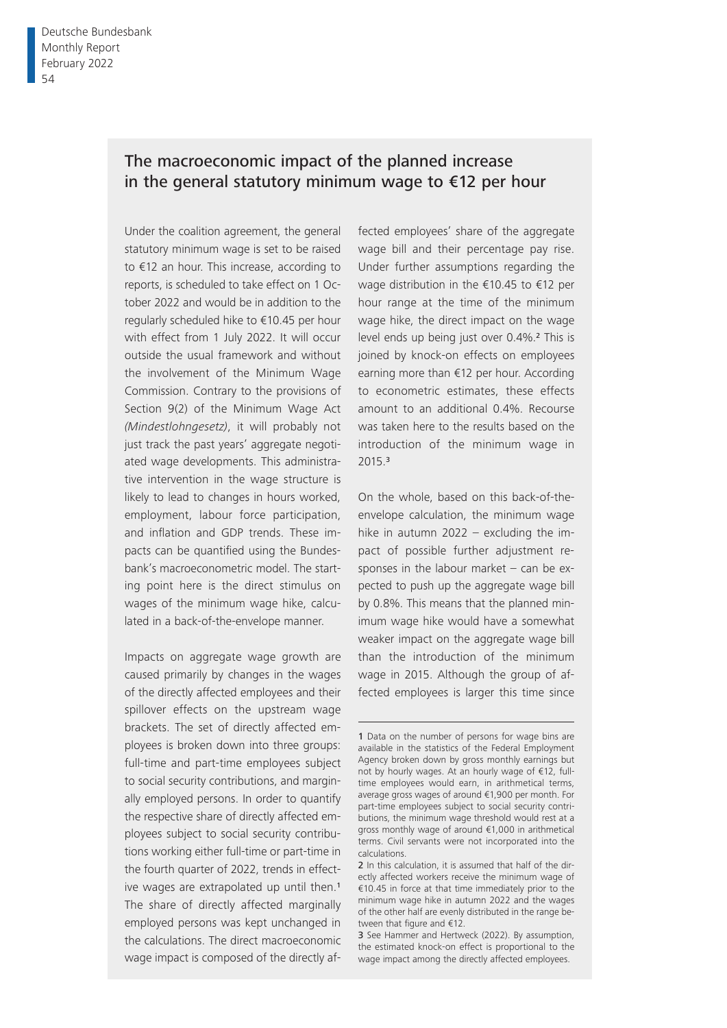## The macroeconomic impact of the planned increase in the general statutory minimum wage to €12 per hour

Under the coalition agreement, the general statutory minimum wage is set to be raised to €12 an hour. This increase, according to reports, is scheduled to take effect on 1 October 2022 and would be in addition to the regularly scheduled hike to €10.45 per hour with effect from 1 July 2022. It will occur outside the usual framework and without the involvement of the Minimum Wage Commission. Contrary to the provisions of Section 9(2) of the Minimum Wage Act *(Mindestlohngesetz)*, it will probably not just track the past years' aggregate negotiated wage developments. This administrative intervention in the wage structure is likely to lead to changes in hours worked, employment, labour force participation, and inflation and GDP trends. These impacts can be quantified using the Bundesbank's macroeconometric model. The starting point here is the direct stimulus on wages of the minimum wage hike, calculated in a back-of-the-envelope manner.

Impacts on aggregate wage growth are caused primarily by changes in the wages of the directly affected employees and their spillover effects on the upstream wage brackets. The set of directly affected employees is broken down into three groups: full-time and part-time employees subject to social security contributions, and marginally employed persons. In order to quantify the respective share of directly affected employees subject to social security contributions working either full-time or part-time in the fourth quarter of 2022, trends in effective wages are extrapolated up until then.[1] The share of directly affected marginally employed persons was kept unchanged in the calculations. The direct macroeconomic wage impact is composed of the directly affected employees' share of the aggregate wage bill and their percentage pay rise. Under further assumptions regarding the wage distribution in the €10.45 to €12 per hour range at the time of the minimum wage hike, the direct impact on the wage level ends up being just over 0.4%.[2] This is joined by knock-on effects on employees earning more than €12 per hour. According to econometric estimates, these effects amount to an additional 0.4%. Recourse was taken here to the results based on the introduction of the minimum wage in 2015.[3]

On the whole, based on this back-of-the-envelope calculation, the minimum wage hike in autumn 2022 – excluding the impact of possible further adjustment responses in the labour market – can be expected to push up the aggregate wage bill by 0.8%. This means that the planned minimum wage hike would have a somewhat weaker impact on the aggregate wage bill than the introduction of the minimum wage in 2015. Although the group of affected employees is larger this time since

---

1 Data on the number of persons for wage bins are available in the statistics of the Federal Employment Agency broken down by gross monthly earnings but not by hourly wages. At an hourly wage of €12, full-time employees would earn, in arithmetical terms, average gross wages of around €1,900 per month. For part-time employees subject to social security contributions, the minimum wage threshold would rest at a gross monthly wage of around €1,000 in arithmetical terms. Civil servants were not incorporated into the calculations.

2 In this calculation, it is assumed that half of the directly affected workers receive the minimum wage of €10.45 in force at that time immediately prior to the minimum wage hike in autumn 2022 and the wages of the other half are evenly distributed in the range between that figure and €12.

3 See Hammer and Hertweck (2022). By assumption, the estimated knock-on effect is proportional to the wage impact among the directly affected employees.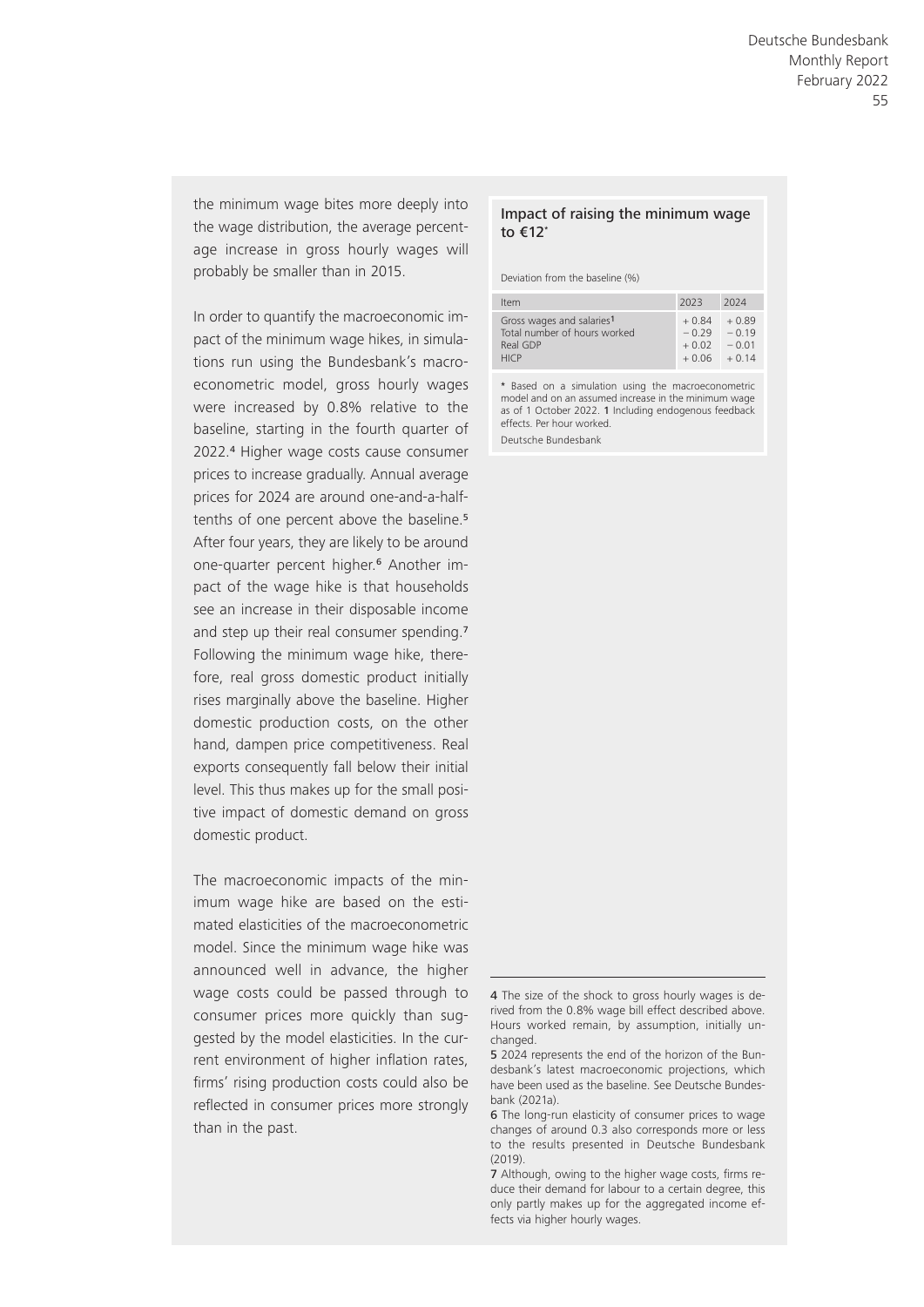the minimum wage bites more deeply into the wage distribution, the average percentage increase in gross hourly wages will probably be smaller than in 2015.

In order to quantify the macroeconomic impact of the minimum wage hikes, in simulations run using the Bundesbank's macroeconometric model, gross hourly wages were increased by 0.8% relative to the baseline, starting in the fourth quarter of 2022.[4] Higher wage costs cause consumer prices to increase gradually. Annual average prices for 2024 are around one-and-a-half-tenths of one percent above the baseline.[5] After four years, they are likely to be around one-quarter percent higher.[6] Another impact of the wage hike is that households see an increase in their disposable income and step up their real consumer spending.[7] Following the minimum wage hike, therefore, real gross domestic product initially rises marginally above the baseline. Higher domestic production costs, on the other hand, dampen price competitiveness. Real exports consequently fall below their initial level. This thus makes up for the small positive impact of domestic demand on gross domestic product.

The macroeconomic impacts of the minimum wage hike are based on the estimated elasticities of the macroeconometric model. Since the minimum wage hike was announced well in advance, the higher wage costs could be passed through to consumer prices more quickly than suggested by the model elasticities. In the current environment of higher inflation rates, firms' rising production costs could also be reflected in consumer prices more strongly than in the past.

### Impact of raising the minimum wage to €12*

Deviation from the baseline (%)

| Item | 2023 | 2024 |
|---|---|---|
| Gross wages and salaries[1] | + 0.84 | + 0.89 |
| Total number of hours worked | − 0.29 | − 0.19 |
| Real GDP | + 0.02 | − 0.01 |
| HICP | + 0.06 | + 0.14 |

* Based on a simulation using the macroeconometric model and on an assumed increase in the minimum wage as of 1 October 2022. 1 Including endogenous feedback effects. Per hour worked.

Deutsche Bundesbank

4 The size of the shock to gross hourly wages is derived from the 0.8% wage bill effect described above. Hours worked remain, by assumption, initially unchanged.

5 2024 represents the end of the horizon of the Bundesbank's latest macroeconomic projections, which have been used as the baseline. See Deutsche Bundesbank (2021a).

6 The long-run elasticity of consumer prices to wage changes of around 0.3 also corresponds more or less to the results presented in Deutsche Bundesbank (2019).

7 Although, owing to the higher wage costs, firms reduce their demand for labour to a certain degree, this only partly makes up for the aggregated income effects via higher hourly wages.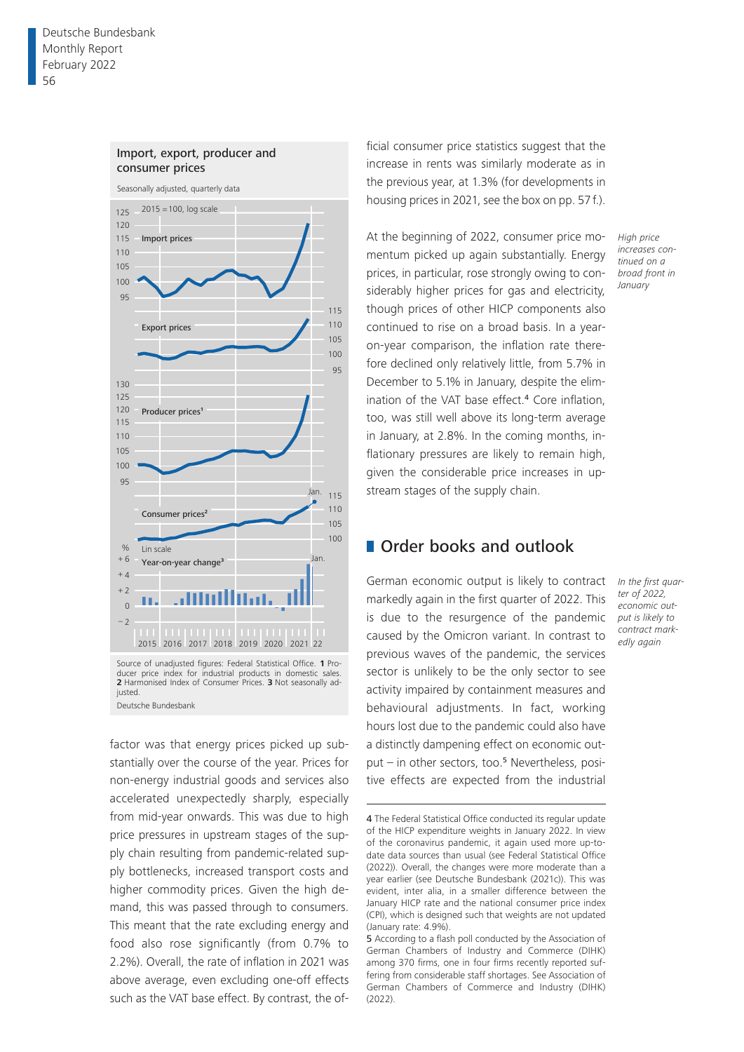**Import, export, producer and consumer prices**

Seasonally adjusted, quarterly data

Source of unadjusted figures: Federal Statistical Office. 1 Producer price index for industrial products in domestic sales. 2 Harmonised Index of Consumer Prices. 3 Not seasonally adjusted.

Deutsche Bundesbank

factor was that energy prices picked up substantially over the course of the year. Prices for non-energy industrial goods and services also accelerated unexpectedly sharply, especially from mid-year onwards. This was due to high price pressures in upstream stages of the supply chain resulting from pandemic-related supply bottlenecks, increased transport costs and higher commodity prices. Given the high demand, this was passed through to consumers. This meant that the rate excluding energy and food also rose significantly (from 0.7% to 2.2%). Overall, the rate of inflation in 2021 was above average, even excluding one-off effects such as the VAT base effect. By contrast, the official consumer price statistics suggest that the increase in rents was similarly moderate as in the previous year, at 1.3% (for developments in housing prices in 2021, see the box on pp. 57 f.).

*High price increases continued on a broad front in January*

At the beginning of 2022, consumer price momentum picked up again substantially. Energy prices, in particular, rose strongly owing to considerably higher prices for gas and electricity, though prices of other HICP components also continued to rise on a broad basis. In a year-on-year comparison, the inflation rate therefore declined only relatively little, from 5.7% in December to 5.1% in January, despite the elimination of the VAT base effect.[4] Core inflation, too, was still well above its long-term average in January, at 2.8%. In the coming months, inflationary pressures are likely to remain high, given the considerable price increases in upstream stages of the supply chain.

## Order books and outlook

*In the first quarter of 2022, economic output is likely to contract markedly again*

German economic output is likely to contract markedly again in the first quarter of 2022. This is due to the resurgence of the pandemic caused by the Omicron variant. In contrast to previous waves of the pandemic, the services sector is unlikely to be the only sector to see activity impaired by containment measures and behavioural adjustments. In fact, working hours lost due to the pandemic could also have a distinctly dampening effect on economic output – in other sectors, too.[5] Nevertheless, positive effects are expected from the industrial

---

4 The Federal Statistical Office conducted its regular update of the HICP expenditure weights in January 2022. In view of the coronavirus pandemic, it again used more up-to-date data sources than usual (see Federal Statistical Office (2022)). Overall, the changes were more moderate than a year earlier (see Deutsche Bundesbank (2021c)). This was evident, inter alia, in a smaller difference between the January HICP rate and the national consumer price index (CPI), which is designed such that weights are not updated (January rate: 4.9%).

5 According to a flash poll conducted by the Association of German Chambers of Industry and Commerce (DIHK) among 370 firms, one in four firms recently reported suffering from considerable staff shortages. See Association of German Chambers of Commerce and Industry (DIHK) (2022).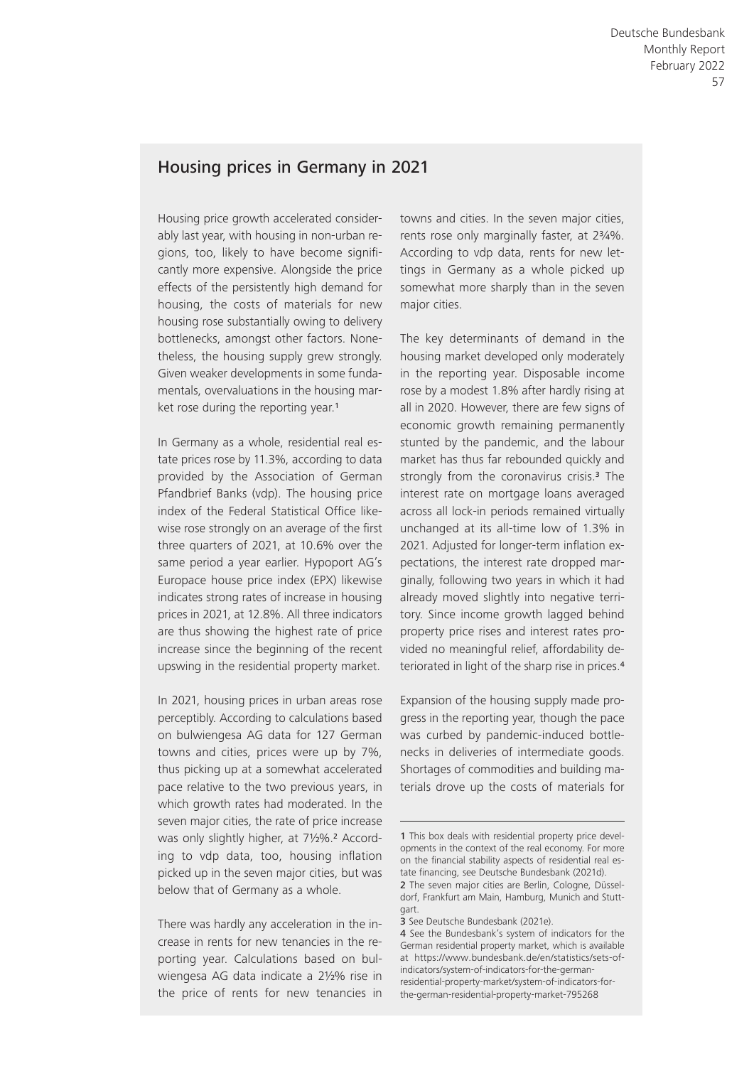## Housing prices in Germany in 2021

Housing price growth accelerated considerably last year, with housing in non-urban regions, too, likely to have become significantly more expensive. Alongside the price effects of the persistently high demand for housing, the costs of materials for new housing rose substantially owing to delivery bottlenecks, amongst other factors. Nonetheless, the housing supply grew strongly. Given weaker developments in some fundamentals, overvaluations in the housing market rose during the reporting year.[1]

In Germany as a whole, residential real estate prices rose by 11.3%, according to data provided by the Association of German Pfandbrief Banks (vdp). The housing price index of the Federal Statistical Office likewise rose strongly on an average of the first three quarters of 2021, at 10.6% over the same period a year earlier. Hypoport AG's Europace house price index (EPX) likewise indicates strong rates of increase in housing prices in 2021, at 12.8%. All three indicators are thus showing the highest rate of price increase since the beginning of the recent upswing in the residential property market.

In 2021, housing prices in urban areas rose perceptibly. According to calculations based on bulwiengesa AG data for 127 German towns and cities, prices were up by 7%, thus picking up at a somewhat accelerated pace relative to the two previous years, in which growth rates had moderated. In the seven major cities, the rate of price increase was only slightly higher, at 7½%.[2] According to vdp data, too, housing inflation picked up in the seven major cities, but was below that of Germany as a whole.

There was hardly any acceleration in the increase in rents for new tenancies in the reporting year. Calculations based on bulwiengesa AG data indicate a 2½% rise in the price of rents for new tenancies in towns and cities. In the seven major cities, rents rose only marginally faster, at 2¾%. According to vdp data, rents for new lettings in Germany as a whole picked up somewhat more sharply than in the seven major cities.

The key determinants of demand in the housing market developed only moderately in the reporting year. Disposable income rose by a modest 1.8% after hardly rising at all in 2020. However, there are few signs of economic growth remaining permanently stunted by the pandemic, and the labour market has thus far rebounded quickly and strongly from the coronavirus crisis.[3] The interest rate on mortgage loans averaged across all lock-in periods remained virtually unchanged at its all-time low of 1.3% in 2021. Adjusted for longer-term inflation expectations, the interest rate dropped marginally, following two years in which it had already moved slightly into negative territory. Since income growth lagged behind property price rises and interest rates provided no meaningful relief, affordability deteriorated in light of the sharp rise in prices.[4]

Expansion of the housing supply made progress in the reporting year, though the pace was curbed by pandemic-induced bottlenecks in deliveries of intermediate goods. Shortages of commodities and building materials drove up the costs of materials for

---

1 This box deals with residential property price developments in the context of the real economy. For more on the financial stability aspects of residential real estate financing, see Deutsche Bundesbank (2021d).
2 The seven major cities are Berlin, Cologne, Düsseldorf, Frankfurt am Main, Hamburg, Munich and Stuttgart.
3 See Deutsche Bundesbank (2021e).
4 See the Bundesbank's system of indicators for the German residential property market, which is available at https://www.bundesbank.de/en/statistics/sets-of-indicators/system-of-indicators-for-the-german-residential-property-market/system-of-indicators-for-the-german-residential-property-market-795268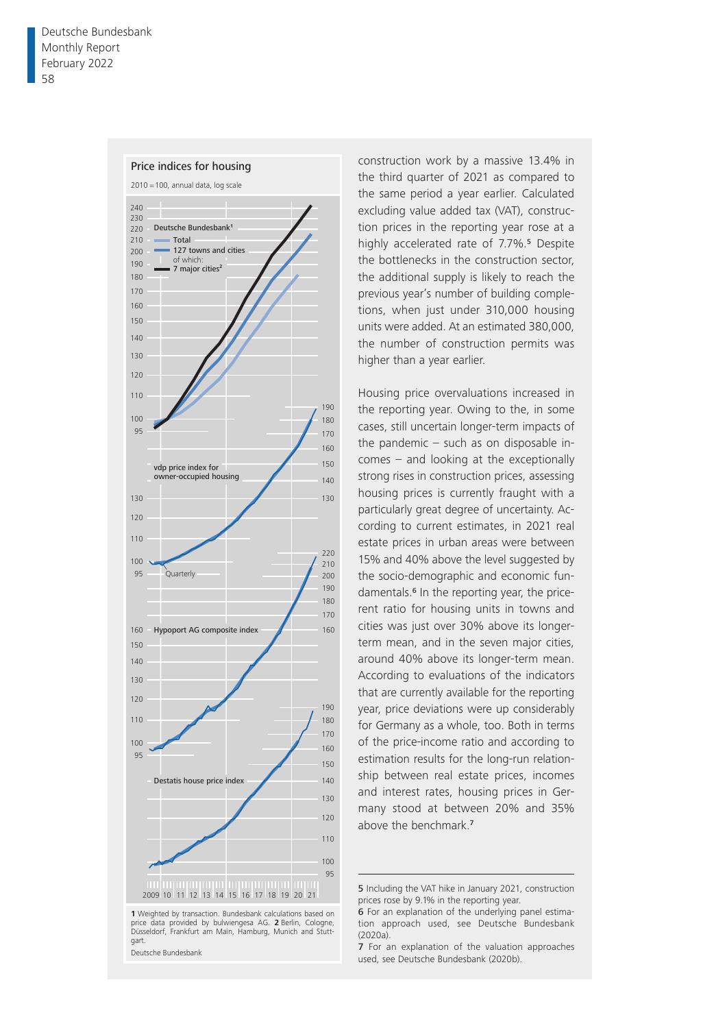Price indices for housing

2010 = 100, annual data, log scale

Deutsche Bundesbank[1]: Total; 127 towns and cities; of which: 7 major cities[2]

vdp price index for owner-occupied housing

Quarterly

Hypoport AG composite index

Destatis house price index

2009 10 11 12 13 14 15 16 17 18 19 20 21

1 Weighted by transaction. Bundesbank calculations based on price data provided by bulwiengesa AG. 2 Berlin, Cologne, Düsseldorf, Frankfurt am Main, Hamburg, Munich and Stuttgart.

Deutsche Bundesbank

construction work by a massive 13.4% in the third quarter of 2021 as compared to the same period a year earlier. Calculated excluding value added tax (VAT), construction prices in the reporting year rose at a highly accelerated rate of 7.7%.[5] Despite the bottlenecks in the construction sector, the additional supply is likely to reach the previous year's number of building completions, when just under 310,000 housing units were added. At an estimated 380,000, the number of construction permits was higher than a year earlier.

Housing price overvaluations increased in the reporting year. Owing to the, in some cases, still uncertain longer-term impacts of the pandemic – such as on disposable incomes – and looking at the exceptionally strong rises in construction prices, assessing housing prices is currently fraught with a particularly great degree of uncertainty. According to current estimates, in 2021 real estate prices in urban areas were between 15% and 40% above the level suggested by the socio-demographic and economic fundamentals.[6] In the reporting year, the price-rent ratio for housing units in towns and cities was just over 30% above its longer-term mean, and in the seven major cities, around 40% above its longer-term mean. According to evaluations of the indicators that are currently available for the reporting year, price deviations were up considerably for Germany as a whole, too. Both in terms of the price-income ratio and according to estimation results for the long-run relationship between real estate prices, incomes and interest rates, housing prices in Germany stood at between 20% and 35% above the benchmark.[7]

5 Including the VAT hike in January 2021, construction prices rose by 9.1% in the reporting year.

6 For an explanation of the underlying panel estimation approach used, see Deutsche Bundesbank (2020a).

7 For an explanation of the valuation approaches used, see Deutsche Bundesbank (2020b).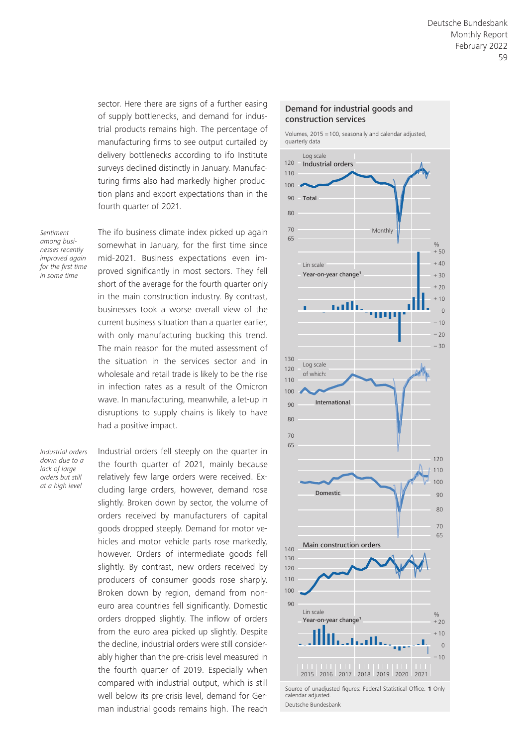sector. Here there are signs of a further easing of supply bottlenecks, and demand for industrial products remains high. The percentage of manufacturing firms to see output curtailed by delivery bottlenecks according to ifo Institute surveys declined distinctly in January. Manufacturing firms also had markedly higher production plans and export expectations than in the fourth quarter of 2021.

*Sentiment among businesses recently improved again for the first time in some time*

The ifo business climate index picked up again somewhat in January, for the first time since mid-2021. Business expectations even improved significantly in most sectors. They fell short of the average for the fourth quarter only in the main construction industry. By contrast, businesses took a worse overall view of the current business situation than a quarter earlier, with only manufacturing bucking this trend. The main reason for the muted assessment of the situation in the services sector and in wholesale and retail trade is likely to be the rise in infection rates as a result of the Omicron wave. In manufacturing, meanwhile, a let-up in disruptions to supply chains is likely to have had a positive impact.

*Industrial orders down due to a lack of large orders but still at a high level*

Industrial orders fell steeply on the quarter in the fourth quarter of 2021, mainly because relatively few large orders were received. Excluding large orders, however, demand rose slightly. Broken down by sector, the volume of orders received by manufacturers of capital goods dropped steeply. Demand for motor vehicles and motor vehicle parts rose markedly, however. Orders of intermediate goods fell slightly. By contrast, new orders received by producers of consumer goods rose sharply. Broken down by region, demand from non-euro area countries fell significantly. Domestic orders dropped slightly. The inflow of orders from the euro area picked up slightly. Despite the decline, industrial orders were still considerably higher than the pre-crisis level measured in the fourth quarter of 2019. Especially when compared with industrial output, which is still well below its pre-crisis level, demand for German industrial goods remains high. The reach

**Demand for industrial goods and construction services**

Volumes, 2015 = 100, seasonally and calendar adjusted, quarterly data

Source of unadjusted figures: Federal Statistical Office. 1 Only calendar adjusted.

Deutsche Bundesbank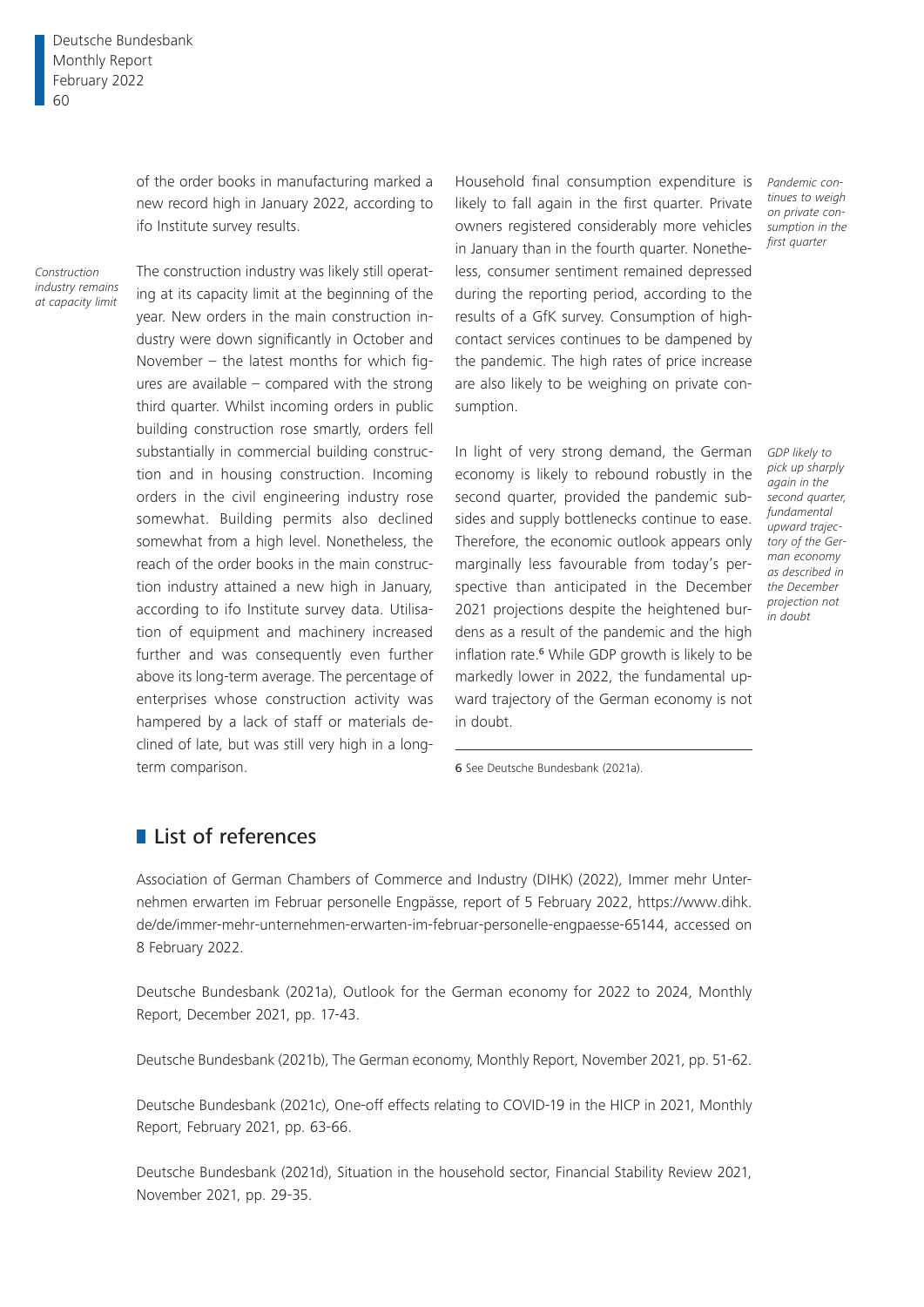of the order books in manufacturing marked a new record high in January 2022, according to ifo Institute survey results.

*Construction industry remains at capacity limit*

The construction industry was likely still operating at its capacity limit at the beginning of the year. New orders in the main construction industry were down significantly in October and November – the latest months for which figures are available – compared with the strong third quarter. Whilst incoming orders in public building construction rose smartly, orders fell substantially in commercial building construction and in housing construction. Incoming orders in the civil engineering industry rose somewhat. Building permits also declined somewhat from a high level. Nonetheless, the reach of the order books in the main construction industry attained a new high in January, according to ifo Institute survey data. Utilisation of equipment and machinery increased further and was consequently even further above its long-term average. The percentage of enterprises whose construction activity was hampered by a lack of staff or materials declined of late, but was still very high in a long-term comparison.

*Pandemic continues to weigh on private consumption in the first quarter*

Household final consumption expenditure is likely to fall again in the first quarter. Private owners registered considerably more vehicles in January than in the fourth quarter. Nonetheless, consumer sentiment remained depressed during the reporting period, according to the results of a GfK survey. Consumption of high-contact services continues to be dampened by the pandemic. The high rates of price increase are also likely to be weighing on private consumption.

*GDP likely to pick up sharply again in the second quarter, fundamental upward trajectory of the German economy as described in the December projection not in doubt*

In light of very strong demand, the German economy is likely to rebound robustly in the second quarter, provided the pandemic subsides and supply bottlenecks continue to ease. Therefore, the economic outlook appears only marginally less favourable from today's perspective than anticipated in the December 2021 projections despite the heightened burdens as a result of the pandemic and the high inflation rate.[6] While GDP growth is likely to be markedly lower in 2022, the fundamental upward trajectory of the German economy is not in doubt.

6 See Deutsche Bundesbank (2021a).

## List of references

Association of German Chambers of Commerce and Industry (DIHK) (2022), Immer mehr Unternehmen erwarten im Februar personelle Engpässe, report of 5 February 2022, https://www.dihk.de/de/immer-mehr-unternehmen-erwarten-im-februar-personelle-engpaesse-65144, accessed on 8 February 2022.

Deutsche Bundesbank (2021a), Outlook for the German economy for 2022 to 2024, Monthly Report, December 2021, pp. 17-43.

Deutsche Bundesbank (2021b), The German economy, Monthly Report, November 2021, pp. 51-62.

Deutsche Bundesbank (2021c), One-off effects relating to COVID-19 in the HICP in 2021, Monthly Report, February 2021, pp. 63-66.

Deutsche Bundesbank (2021d), Situation in the household sector, Financial Stability Review 2021, November 2021, pp. 29-35.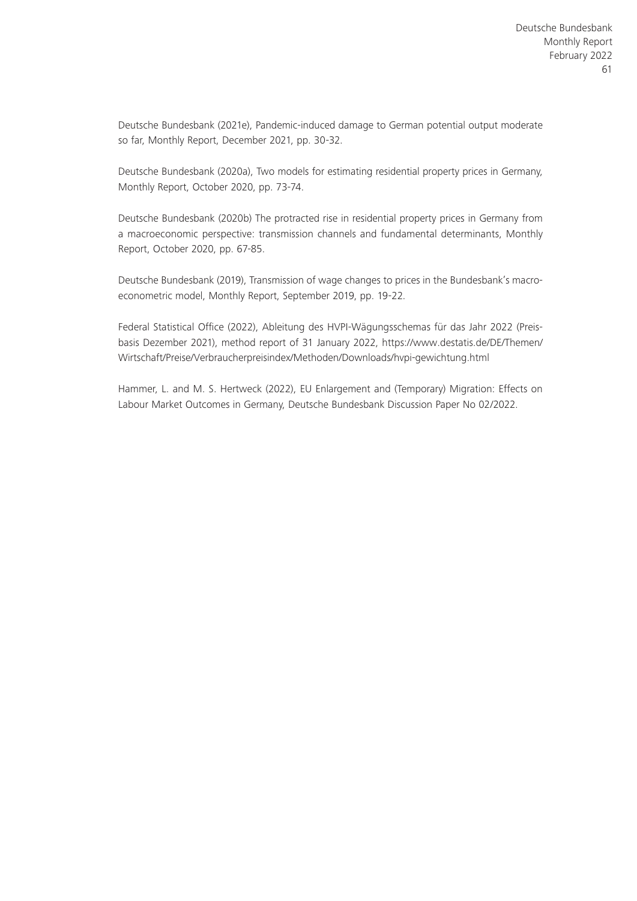Deutsche Bundesbank (2021e), Pandemic-induced damage to German potential output moderate so far, Monthly Report, December 2021, pp. 30-32.

Deutsche Bundesbank (2020a), Two models for estimating residential property prices in Germany, Monthly Report, October 2020, pp. 73-74.

Deutsche Bundesbank (2020b) The protracted rise in residential property prices in Germany from a macroeconomic perspective: transmission channels and fundamental determinants, Monthly Report, October 2020, pp. 67-85.

Deutsche Bundesbank (2019), Transmission of wage changes to prices in the Bundesbank's macro-econometric model, Monthly Report, September 2019, pp. 19-22.

Federal Statistical Office (2022), Ableitung des HVPI-Wägungsschemas für das Jahr 2022 (Preisbasis Dezember 2021), method report of 31 January 2022, https://www.destatis.de/DE/Themen/Wirtschaft/Preise/Verbraucherpreisindex/Methoden/Downloads/hvpi-gewichtung.html

Hammer, L. and M. S. Hertweck (2022), EU Enlargement and (Temporary) Migration: Effects on Labour Market Outcomes in Germany, Deutsche Bundesbank Discussion Paper No 02/2022.